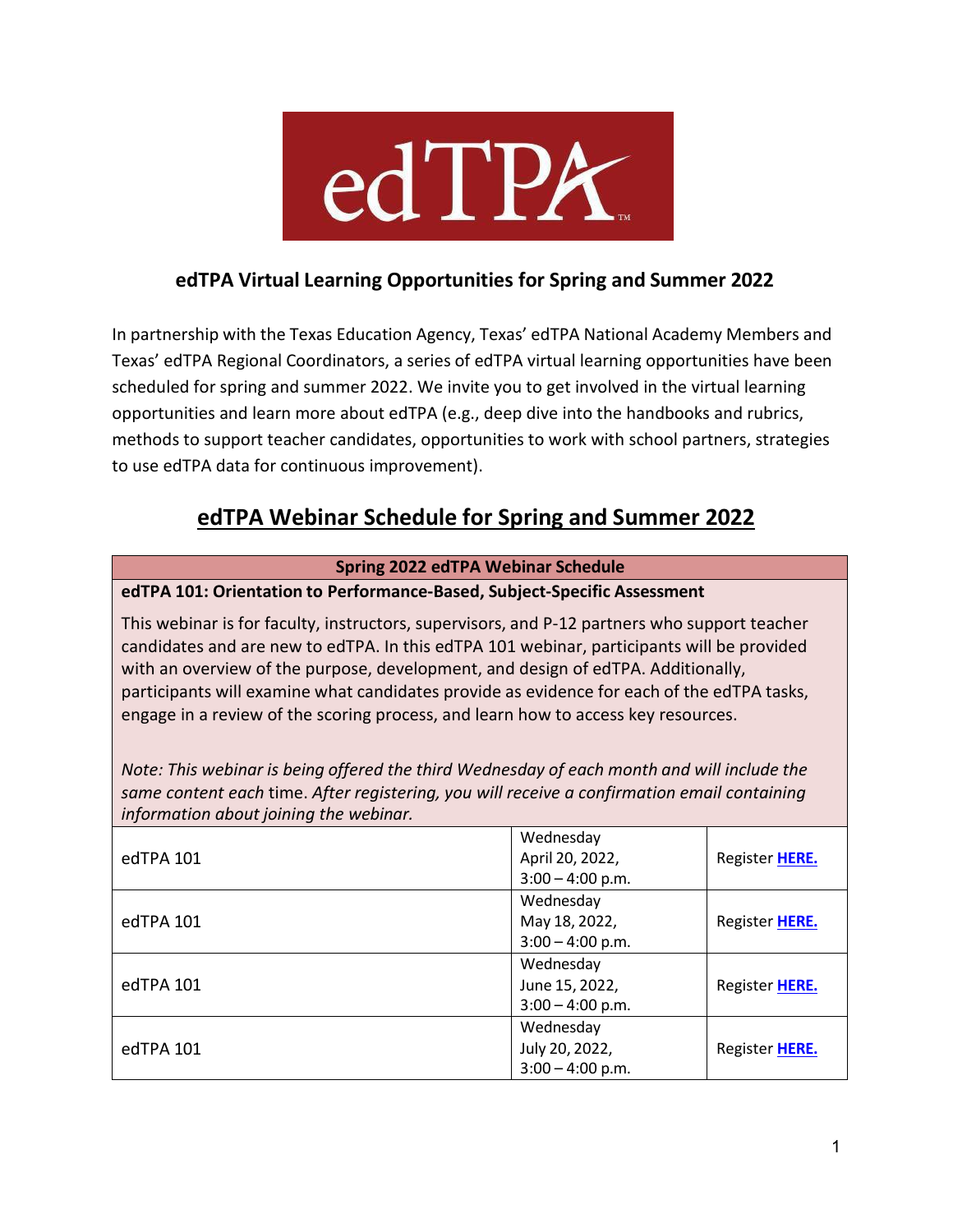# edTPA

## edTPA Virtual Learning Opportunities for Spring and Summer 2022

In partnership with the Texas Education Agency, Texas' edTPA National Academy Members and Texas' edTPA Regional Coordinators, a series of edTPA virtual learning opportunities have been scheduled for spring and summer 2022. We invite you to get involved in the virtual learning opportunities and learn more about edTPA (e.g., deep dive into the handbooks and rubrics, methods to support teacher candidates, opportunities to work with school partners, strategies to use edTPA data for continuous improvement).

## edTPA Webinar Schedule for Spring and Summer 2022

| Spring 2022 edTPA Webinar Schedule | | |
|---|---|---|
| **edTPA 101: Orientation to Performance-Based, Subject-Specific Assessment**<br><br>This webinar is for faculty, instructors, supervisors, and P-12 partners who support teacher candidates and are new to edTPA. In this edTPA 101 webinar, participants will be provided with an overview of the purpose, development, and design of edTPA. Additionally, participants will examine what candidates provide as evidence for each of the edTPA tasks, engage in a review of the scoring process, and learn how to access key resources.<br><br>*Note: This webinar is being offered the third Wednesday of each month and will include the same content each* time. *After registering, you will receive a confirmation email containing information about joining the webinar.* | | |
| edTPA 101 | Wednesday April 20, 2022, 3:00 – 4:00 p.m. | Register **HERE.** |
| edTPA 101 | Wednesday May 18, 2022, 3:00 – 4:00 p.m. | Register **HERE.** |
| edTPA 101 | Wednesday June 15, 2022, 3:00 – 4:00 p.m. | Register **HERE.** |
| edTPA 101 | Wednesday July 20, 2022, 3:00 – 4:00 p.m. | Register **HERE.** |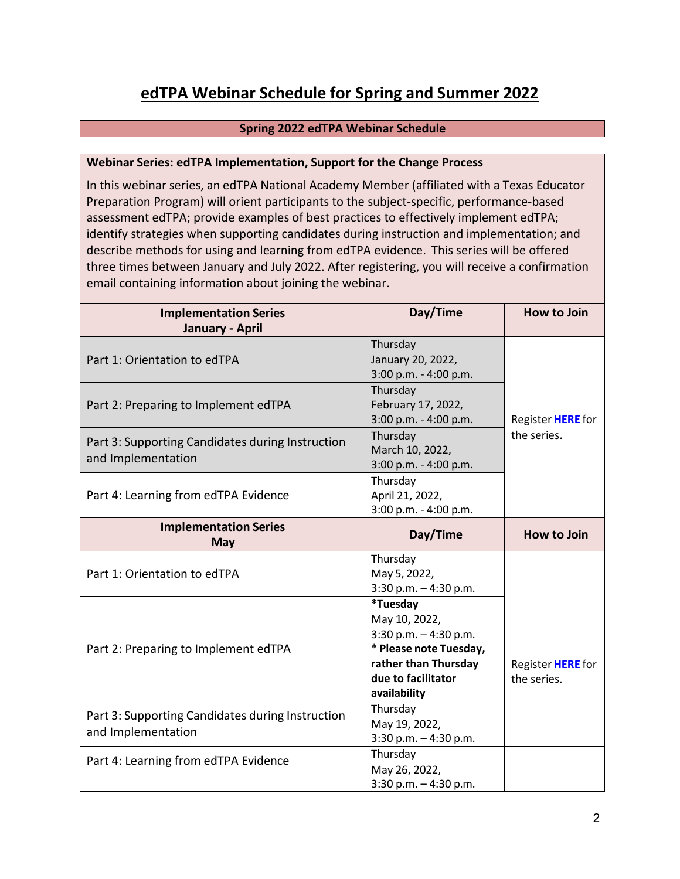# edTPA Webinar Schedule for Spring and Summer 2022

## Spring 2022 edTPA Webinar Schedule

**Webinar Series: edTPA Implementation, Support for the Change Process**

In this webinar series, an edTPA National Academy Member (affiliated with a Texas Educator Preparation Program) will orient participants to the subject-specific, performance-based assessment edTPA; provide examples of best practices to effectively implement edTPA; identify strategies when supporting candidates during instruction and implementation; and describe methods for using and learning from edTPA evidence. This series will be offered three times between January and July 2022. After registering, you will receive a confirmation email containing information about joining the webinar.

| Implementation Series January - April | Day/Time | How to Join |
|---|---|---|
| Part 1: Orientation to edTPA | Thursday January 20, 2022, 3:00 p.m. - 4:00 p.m. | Register **HERE** for the series. |
| Part 2: Preparing to Implement edTPA | Thursday February 17, 2022, 3:00 p.m. - 4:00 p.m. | |
| Part 3: Supporting Candidates during Instruction and Implementation | Thursday March 10, 2022, 3:00 p.m. - 4:00 p.m. | |
| Part 4: Learning from edTPA Evidence | Thursday April 21, 2022, 3:00 p.m. - 4:00 p.m. | |
| **Implementation Series May** | **Day/Time** | **How to Join** |
| Part 1: Orientation to edTPA | Thursday May 5, 2022, 3:30 p.m. – 4:30 p.m. | Register **HERE** for the series. |
| Part 2: Preparing to Implement edTPA | ***Tuesday** May 10, 2022, 3:30 p.m. – 4:30 p.m. * **Please note Tuesday, rather than Thursday due to facilitator availability** | |
| Part 3: Supporting Candidates during Instruction and Implementation | Thursday May 19, 2022, 3:30 p.m. – 4:30 p.m. | |
| Part 4: Learning from edTPA Evidence | Thursday May 26, 2022, 3:30 p.m. – 4:30 p.m. | |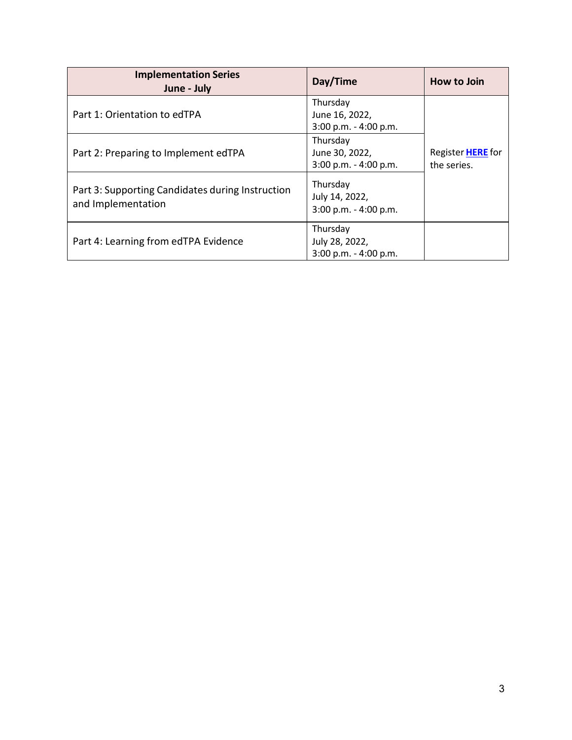| Implementation Series June - July | Day/Time | How to Join |
|---|---|---|
| Part 1: Orientation to edTPA | Thursday June 16, 2022, 3:00 p.m. - 4:00 p.m. | Register **HERE** for the series. |
| Part 2: Preparing to Implement edTPA | Thursday June 30, 2022, 3:00 p.m. - 4:00 p.m. | |
| Part 3: Supporting Candidates during Instruction and Implementation | Thursday July 14, 2022, 3:00 p.m. - 4:00 p.m. | |
| Part 4: Learning from edTPA Evidence | Thursday July 28, 2022, 3:00 p.m. - 4:00 p.m. | |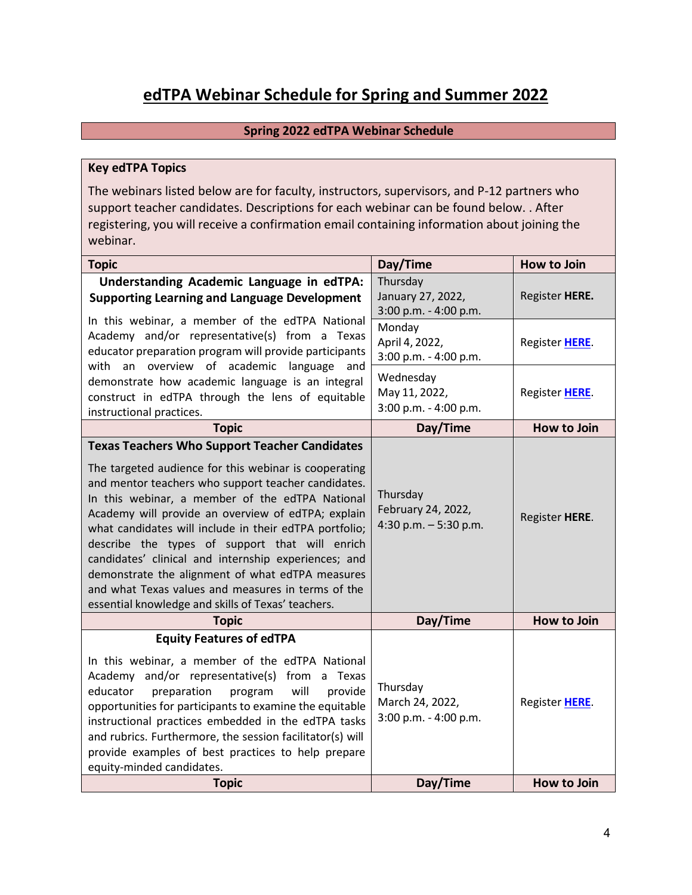# edTPA Webinar Schedule for Spring and Summer 2022

## Spring 2022 edTPA Webinar Schedule

**Key edTPA Topics**

The webinars listed below are for faculty, instructors, supervisors, and P-12 partners who support teacher candidates. Descriptions for each webinar can be found below. . After registering, you will receive a confirmation email containing information about joining the webinar.

| Topic | Day/Time | How to Join |
| --- | --- | --- |
| **Understanding Academic Language in edTPA: Supporting Learning and Language Development**<br><br>In this webinar, a member of the edTPA National Academy and/or representative(s) from a Texas educator preparation program will provide participants with an overview of academic language and demonstrate how academic language is an integral construct in edTPA through the lens of equitable instructional practices. | Thursday<br>January 27, 2022,<br>3:00 p.m. - 4:00 p.m. | Register **HERE.** |
| | Monday<br>April 4, 2022,<br>3:00 p.m. - 4:00 p.m. | Register **HERE**. |
| | Wednesday<br>May 11, 2022,<br>3:00 p.m. - 4:00 p.m. | Register **HERE**. |
| **Topic** | **Day/Time** | **How to Join** |
| **Texas Teachers Who Support Teacher Candidates**<br><br>The targeted audience for this webinar is cooperating and mentor teachers who support teacher candidates. In this webinar, a member of the edTPA National Academy will provide an overview of edTPA; explain what candidates will include in their edTPA portfolio; describe the types of support that will enrich candidates' clinical and internship experiences; and demonstrate the alignment of what edTPA measures and what Texas values and measures in terms of the essential knowledge and skills of Texas' teachers. | Thursday<br>February 24, 2022,<br>4:30 p.m. – 5:30 p.m. | Register **HERE**. |
| **Topic** | **Day/Time** | **How to Join** |
| **Equity Features of edTPA**<br><br>In this webinar, a member of the edTPA National Academy and/or representative(s) from a Texas educator preparation program will provide opportunities for participants to examine the equitable instructional practices embedded in the edTPA tasks and rubrics. Furthermore, the session facilitator(s) will provide examples of best practices to help prepare equity-minded candidates. | Thursday<br>March 24, 2022,<br>3:00 p.m. - 4:00 p.m. | Register **HERE**. |
| **Topic** | **Day/Time** | **How to Join** |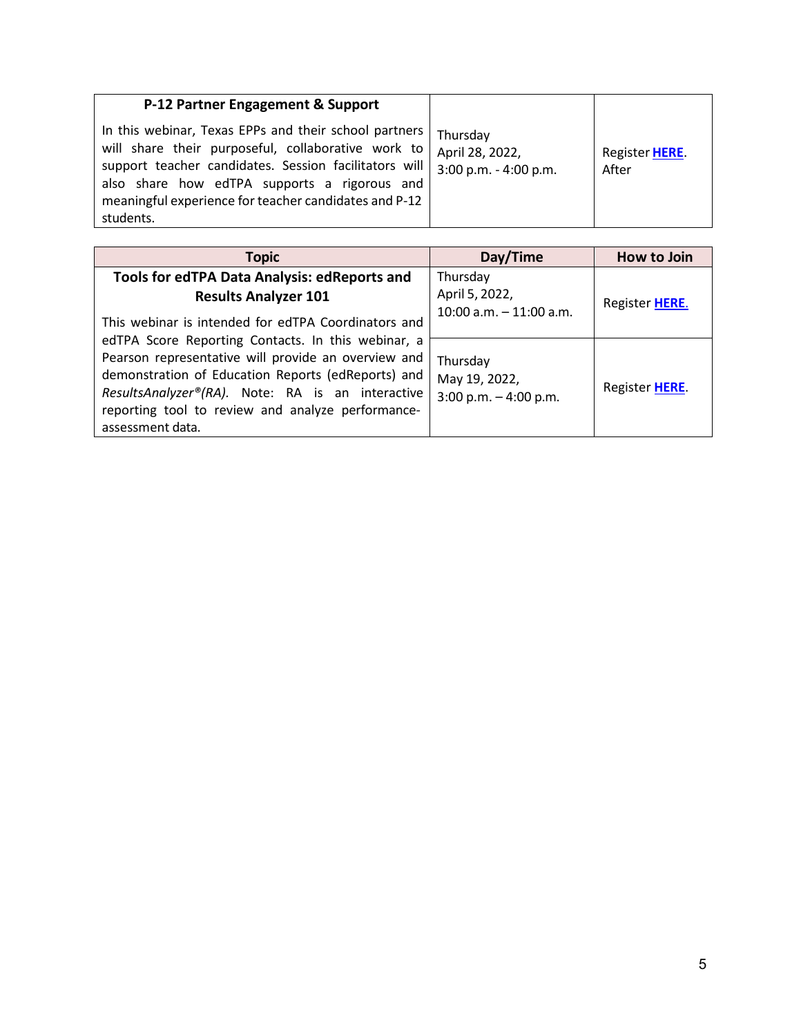| | | |
|---|---|---|
| **P-12 Partner Engagement & Support**<br><br>In this webinar, Texas EPPs and their school partners will share their purposeful, collaborative work to support teacher candidates. Session facilitators will also share how edTPA supports a rigorous and meaningful experience for teacher candidates and P-12 students. | Thursday<br>April 28, 2022,<br>3:00 p.m. - 4:00 p.m. | Register **HERE**.<br>After |

| Topic | Day/Time | How to Join |
|---|---|---|
| **Tools for edTPA Data Analysis: edReports and Results Analyzer 101**<br><br>This webinar is intended for edTPA Coordinators and edTPA Score Reporting Contacts. In this webinar, a Pearson representative will provide an overview and demonstration of Education Reports (edReports) and *ResultsAnalyzer®(RA).* Note: RA is an interactive reporting tool to review and analyze performance-assessment data. | Thursday<br>April 5, 2022,<br>10:00 a.m. – 11:00 a.m. | Register **HERE.** |
| | Thursday<br>May 19, 2022,<br>3:00 p.m. – 4:00 p.m. | Register **HERE**. |